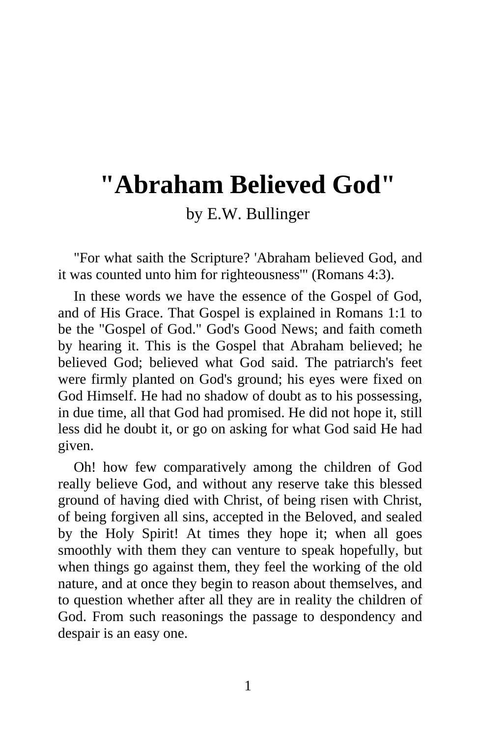# "Abraham Believed God"

by E.W. Bullinger

"For what saith the Scripture? 'Abraham believed God, and it was counted unto him for righteousness'" (Romans 4:3).

In these words we have the essence of the Gospel of God, and of His Grace. That Gospel is explained in Romans 1:1 to be the "Gospel of God." God's Good News; and faith cometh by hearing it. This is the Gospel that Abraham believed; he believed God; believed what God said. The patriarch's feet were firmly planted on God's ground; his eyes were fixed on God Himself. He had no shadow of doubt as to his possessing, in due time, all that God had promised. He did not hope it, still less did he doubt it, or go on asking for what God said He had given.

Oh! how few comparatively among the children of God really believe God, and without any reserve take this blessed ground of having died with Christ, of being risen with Christ, of being forgiven all sins, accepted in the Beloved, and sealed by the Holy Spirit! At times they hope it; when all goes smoothly with them they can venture to speak hopefully, but when things go against them, they feel the working of the old nature, and at once they begin to reason about themselves, and to question whether after all they are in reality the children of God. From such reasonings the passage to despondency and despair is an easy one.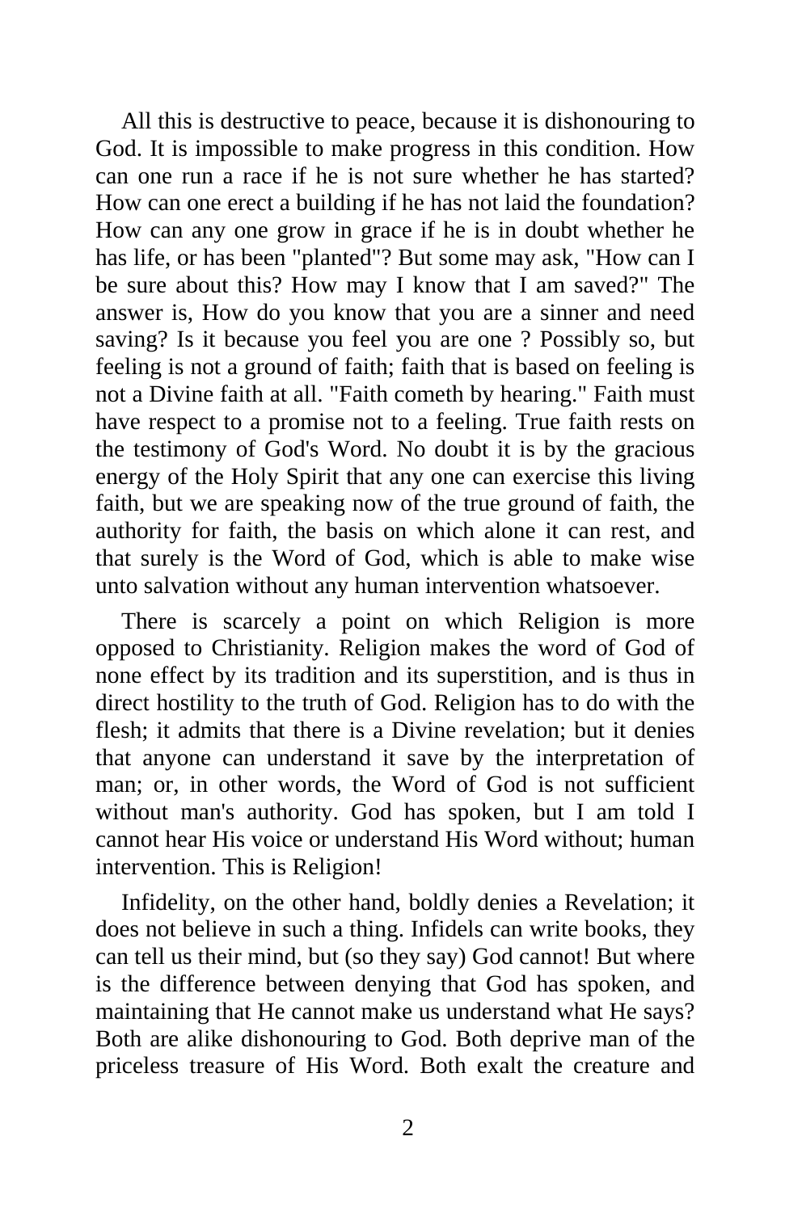All this is destructive to peace, because it is dishonouring to God. It is impossible to make progress in this condition. How can one run a race if he is not sure whether he has started? How can one erect a building if he has not laid the foundation? How can any one grow in grace if he is in doubt whether he has life, or has been "planted"? But some may ask, "How can I be sure about this? How may I know that I am saved?" The answer is, How do you know that you are a sinner and need saving? Is it because you feel you are one ? Possibly so, but feeling is not a ground of faith; faith that is based on feeling is not a Divine faith at all. "Faith cometh by hearing." Faith must have respect to a promise not to a feeling. True faith rests on the testimony of God's Word. No doubt it is by the gracious energy of the Holy Spirit that any one can exercise this living faith, but we are speaking now of the true ground of faith, the authority for faith, the basis on which alone it can rest, and that surely is the Word of God, which is able to make wise unto salvation without any human intervention whatsoever.

There is scarcely a point on which Religion is more opposed to Christianity. Religion makes the word of God of none effect by its tradition and its superstition, and is thus in direct hostility to the truth of God. Religion has to do with the flesh; it admits that there is a Divine revelation; but it denies that anyone can understand it save by the interpretation of man; or, in other words, the Word of God is not sufficient without man's authority. God has spoken, but I am told I cannot hear His voice or understand His Word without; human intervention. This is Religion!

Infidelity, on the other hand, boldly denies a Revelation; it does not believe in such a thing. Infidels can write books, they can tell us their mind, but (so they say) God cannot! But where is the difference between denying that God has spoken, and maintaining that He cannot make us understand what He says? Both are alike dishonouring to God. Both deprive man of the priceless treasure of His Word. Both exalt the creature and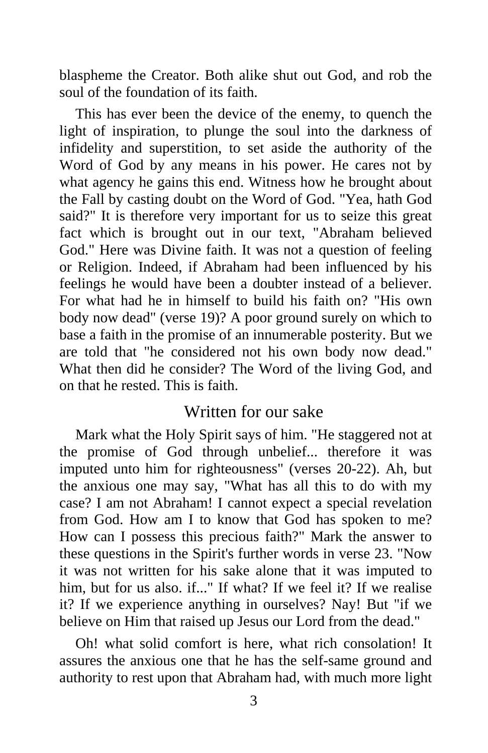blaspheme the Creator. Both alike shut out God, and rob the soul of the foundation of its faith.

This has ever been the device of the enemy, to quench the light of inspiration, to plunge the soul into the darkness of infidelity and superstition, to set aside the authority of the Word of God by any means in his power. He cares not by what agency he gains this end. Witness how he brought about the Fall by casting doubt on the Word of God. "Yea, hath God said?" It is therefore very important for us to seize this great fact which is brought out in our text, "Abraham believed God." Here was Divine faith. It was not a question of feeling or Religion. Indeed, if Abraham had been influenced by his feelings he would have been a doubter instead of a believer. For what had he in himself to build his faith on? "His own body now dead" (verse 19)? A poor ground surely on which to base a faith in the promise of an innumerable posterity. But we are told that "he considered not his own body now dead." What then did he consider? The Word of the living God, and on that he rested. This is faith.

## Written for our sake

Mark what the Holy Spirit says of him. "He staggered not at the promise of God through unbelief... therefore it was imputed unto him for righteousness" (verses 20-22). Ah, but the anxious one may say, "What has all this to do with my case? I am not Abraham! I cannot expect a special revelation from God. How am I to know that God has spoken to me? How can I possess this precious faith?" Mark the answer to these questions in the Spirit's further words in verse 23. "Now it was not written for his sake alone that it was imputed to him, but for us also. if..." If what? If we feel it? If we realise it? If we experience anything in ourselves? Nay! But "if we believe on Him that raised up Jesus our Lord from the dead."

Oh! what solid comfort is here, what rich consolation! It assures the anxious one that he has the self-same ground and authority to rest upon that Abraham had, with much more light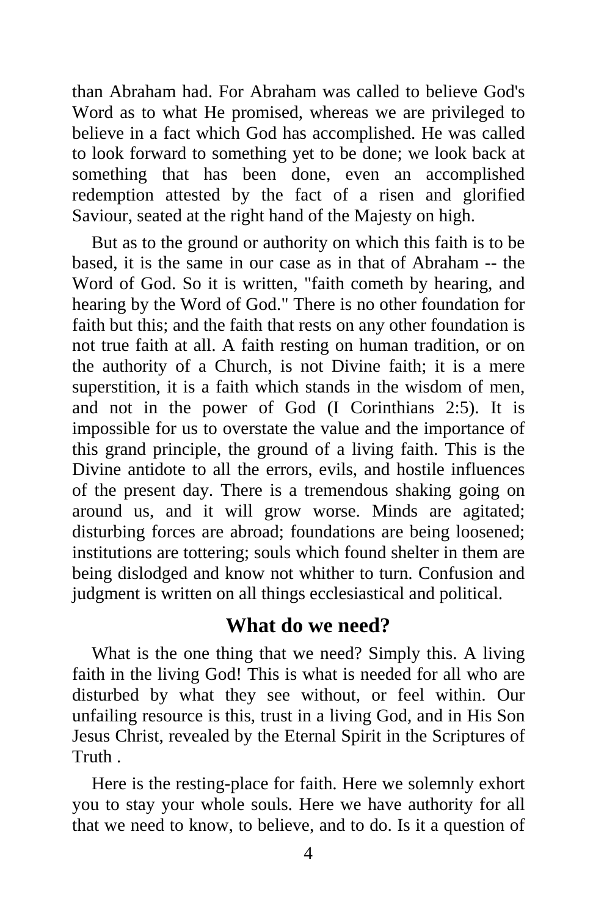than Abraham had. For Abraham was called to believe God's Word as to what He promised, whereas we are privileged to believe in a fact which God has accomplished. He was called to look forward to something yet to be done; we look back at something that has been done, even an accomplished redemption attested by the fact of a risen and glorified Saviour, seated at the right hand of the Majesty on high.

But as to the ground or authority on which this faith is to be based, it is the same in our case as in that of Abraham -- the Word of God. So it is written, "faith cometh by hearing, and hearing by the Word of God." There is no other foundation for faith but this; and the faith that rests on any other foundation is not true faith at all. A faith resting on human tradition, or on the authority of a Church, is not Divine faith; it is a mere superstition, it is a faith which stands in the wisdom of men, and not in the power of God (I Corinthians 2:5). It is impossible for us to overstate the value and the importance of this grand principle, the ground of a living faith. This is the Divine antidote to all the errors, evils, and hostile influences of the present day. There is a tremendous shaking going on around us, and it will grow worse. Minds are agitated; disturbing forces are abroad; foundations are being loosened; institutions are tottering; souls which found shelter in them are being dislodged and know not whither to turn. Confusion and judgment is written on all things ecclesiastical and political.

## What do we need?

What is the one thing that we need? Simply this. A living faith in the living God! This is what is needed for all who are disturbed by what they see without, or feel within. Our unfailing resource is this, trust in a living God, and in His Son Jesus Christ, revealed by the Eternal Spirit in the Scriptures of Truth .

Here is the resting-place for faith. Here we solemnly exhort you to stay your whole souls. Here we have authority for all that we need to know, to believe, and to do. Is it a question of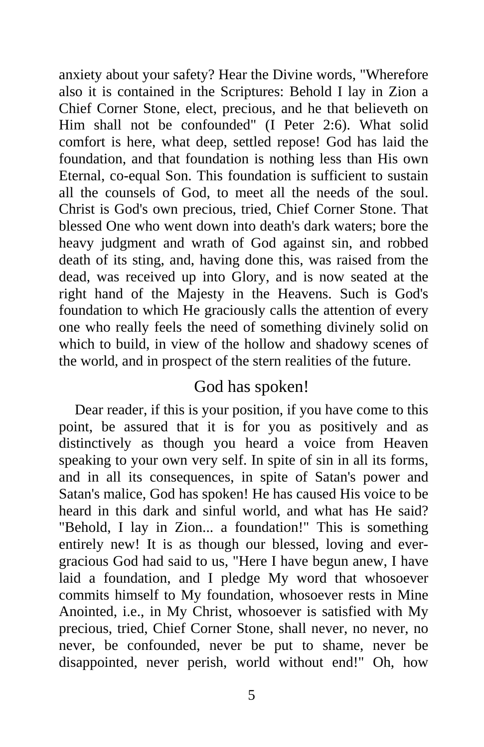anxiety about your safety? Hear the Divine words, "Wherefore also it is contained in the Scriptures: Behold I lay in Zion a Chief Corner Stone, elect, precious, and he that believeth on Him shall not be confounded" (I Peter 2:6). What solid comfort is here, what deep, settled repose! God has laid the foundation, and that foundation is nothing less than His own Eternal, co-equal Son. This foundation is sufficient to sustain all the counsels of God, to meet all the needs of the soul. Christ is God's own precious, tried, Chief Corner Stone. That blessed One who went down into death's dark waters; bore the heavy judgment and wrath of God against sin, and robbed death of its sting, and, having done this, was raised from the dead, was received up into Glory, and is now seated at the right hand of the Majesty in the Heavens. Such is God's foundation to which He graciously calls the attention of every one who really feels the need of something divinely solid on which to build, in view of the hollow and shadowy scenes of the world, and in prospect of the stern realities of the future.

## God has spoken!

Dear reader, if this is your position, if you have come to this point, be assured that it is for you as positively and as distinctively as though you heard a voice from Heaven speaking to your own very self. In spite of sin in all its forms, and in all its consequences, in spite of Satan's power and Satan's malice, God has spoken! He has caused His voice to be heard in this dark and sinful world, and what has He said? "Behold, I lay in Zion... a foundation!" This is something entirely new! It is as though our blessed, loving and ever-gracious God had said to us, "Here I have begun anew, I have laid a foundation, and I pledge My word that whosoever commits himself to My foundation, whosoever rests in Mine Anointed, i.e., in My Christ, whosoever is satisfied with My precious, tried, Chief Corner Stone, shall never, no never, no never, be confounded, never be put to shame, never be disappointed, never perish, world without end!" Oh, how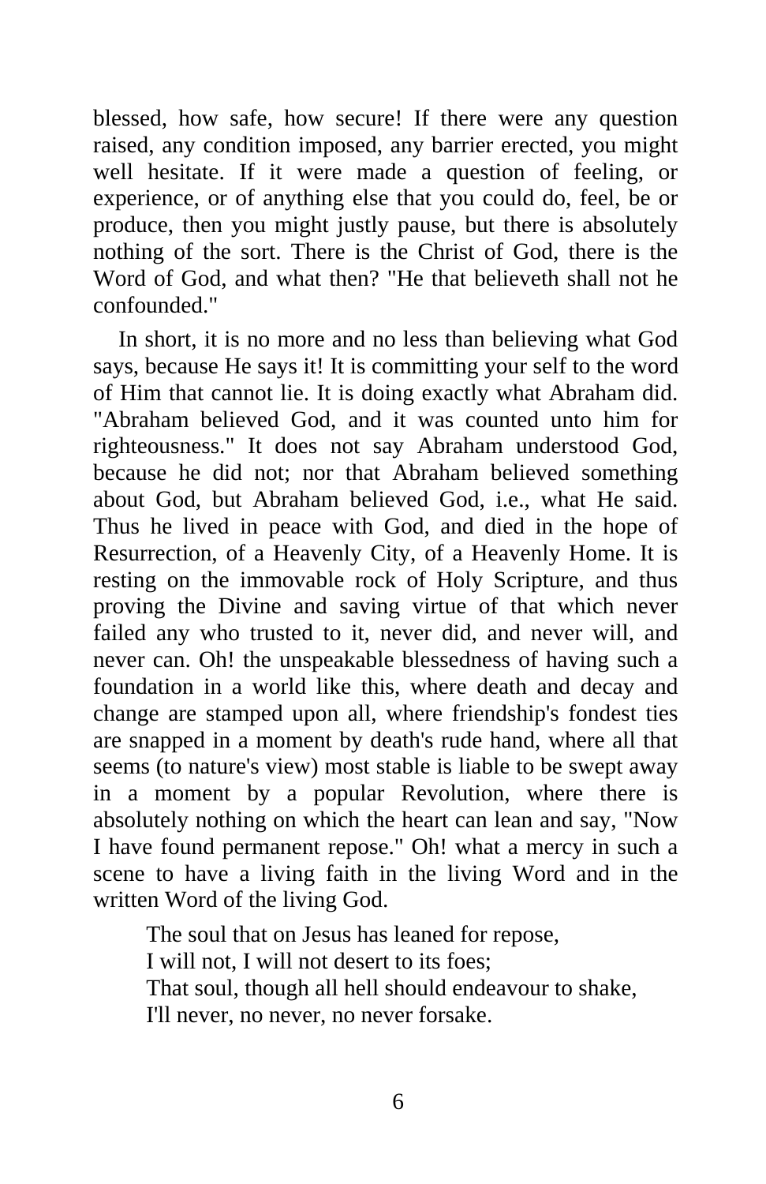blessed, how safe, how secure! If there were any question raised, any condition imposed, any barrier erected, you might well hesitate. If it were made a question of feeling, or experience, or of anything else that you could do, feel, be or produce, then you might justly pause, but there is absolutely nothing of the sort. There is the Christ of God, there is the Word of God, and what then? "He that believeth shall not he confounded."

In short, it is no more and no less than believing what God says, because He says it! It is committing your self to the word of Him that cannot lie. It is doing exactly what Abraham did. "Abraham believed God, and it was counted unto him for righteousness." It does not say Abraham understood God, because he did not; nor that Abraham believed something about God, but Abraham believed God, i.e., what He said. Thus he lived in peace with God, and died in the hope of Resurrection, of a Heavenly City, of a Heavenly Home. It is resting on the immovable rock of Holy Scripture, and thus proving the Divine and saving virtue of that which never failed any who trusted to it, never did, and never will, and never can. Oh! the unspeakable blessedness of having such a foundation in a world like this, where death and decay and change are stamped upon all, where friendship's fondest ties are snapped in a moment by death's rude hand, where all that seems (to nature's view) most stable is liable to be swept away in a moment by a popular Revolution, where there is absolutely nothing on which the heart can lean and say, "Now I have found permanent repose." Oh! what a mercy in such a scene to have a living faith in the living Word and in the written Word of the living God.

The soul that on Jesus has leaned for repose,  
I will not, I will not desert to its foes;  
That soul, though all hell should endeavour to shake,  
I'll never, no never, no never forsake.